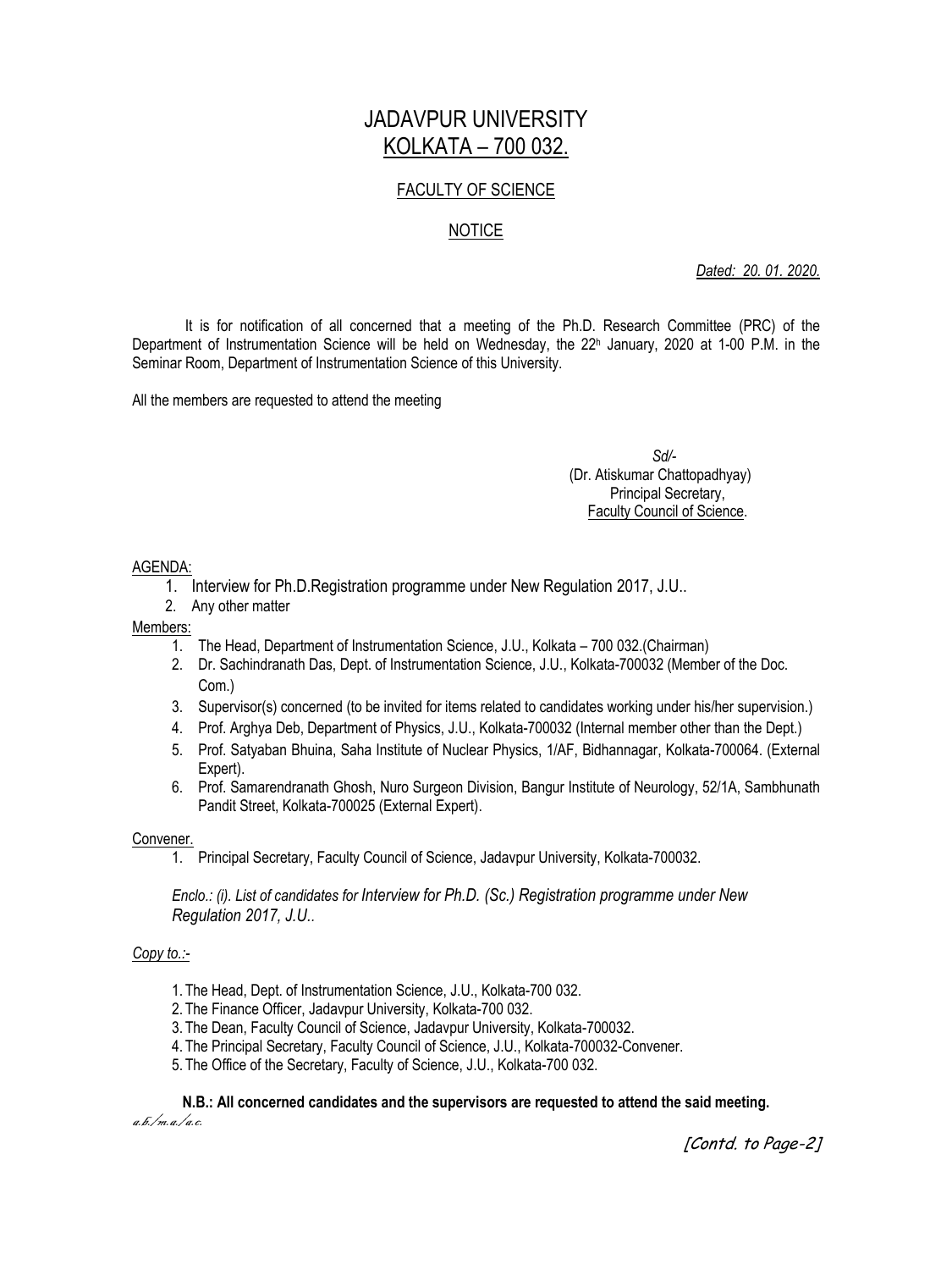# JADAVPUR UNIVERSITY
## KOLKATA – 700 032.

### FACULTY OF SCIENCE

### NOTICE

*Dated: 20. 01. 2020.*

It is for notification of all concerned that a meeting of the Ph.D. Research Committee (PRC) of the Department of Instrumentation Science will be held on Wednesday, the 22h January, 2020 at 1-00 P.M. in the Seminar Room, Department of Instrumentation Science of this University.

All the members are requested to attend the meeting

*Sd/-*
(Dr. Atiskumar Chattopadhyay)
Principal Secretary,
Faculty Council of Science.

AGENDA:

1. Interview for Ph.D.Registration programme under New Regulation 2017, J.U..
2. Any other matter

Members:

1. The Head, Department of Instrumentation Science, J.U., Kolkata – 700 032.(Chairman)
2. Dr. Sachindranath Das, Dept. of Instrumentation Science, J.U., Kolkata-700032 (Member of the Doc. Com.)
3. Supervisor(s) concerned (to be invited for items related to candidates working under his/her supervision.)
4. Prof. Arghya Deb, Department of Physics, J.U., Kolkata-700032 (Internal member other than the Dept.)
5. Prof. Satyaban Bhuina, Saha Institute of Nuclear Physics, 1/AF, Bidhannagar, Kolkata-700064. (External Expert).
6. Prof. Samarendranath Ghosh, Nuro Surgeon Division, Bangur Institute of Neurology, 52/1A, Sambhunath Pandit Street, Kolkata-700025 (External Expert).

Convener.

1. Principal Secretary, Faculty Council of Science, Jadavpur University, Kolkata-700032.

*Enclo.: (i). List of candidates for Interview for Ph.D. (Sc.) Registration programme under New Regulation 2017, J.U..*

*Copy to.:-*

1. The Head, Dept. of Instrumentation Science, J.U., Kolkata-700 032.
2. The Finance Officer, Jadavpur University, Kolkata-700 032.
3. The Dean, Faculty Council of Science, Jadavpur University, Kolkata-700032.
4. The Principal Secretary, Faculty Council of Science, J.U., Kolkata-700032-Convener.
5. The Office of the Secretary, Faculty of Science, J.U., Kolkata-700 032.

**N.B.: All concerned candidates and the supervisors are requested to attend the said meeting.**

*a.b./m.a./a.c.*

*[Contd. to Page-2]*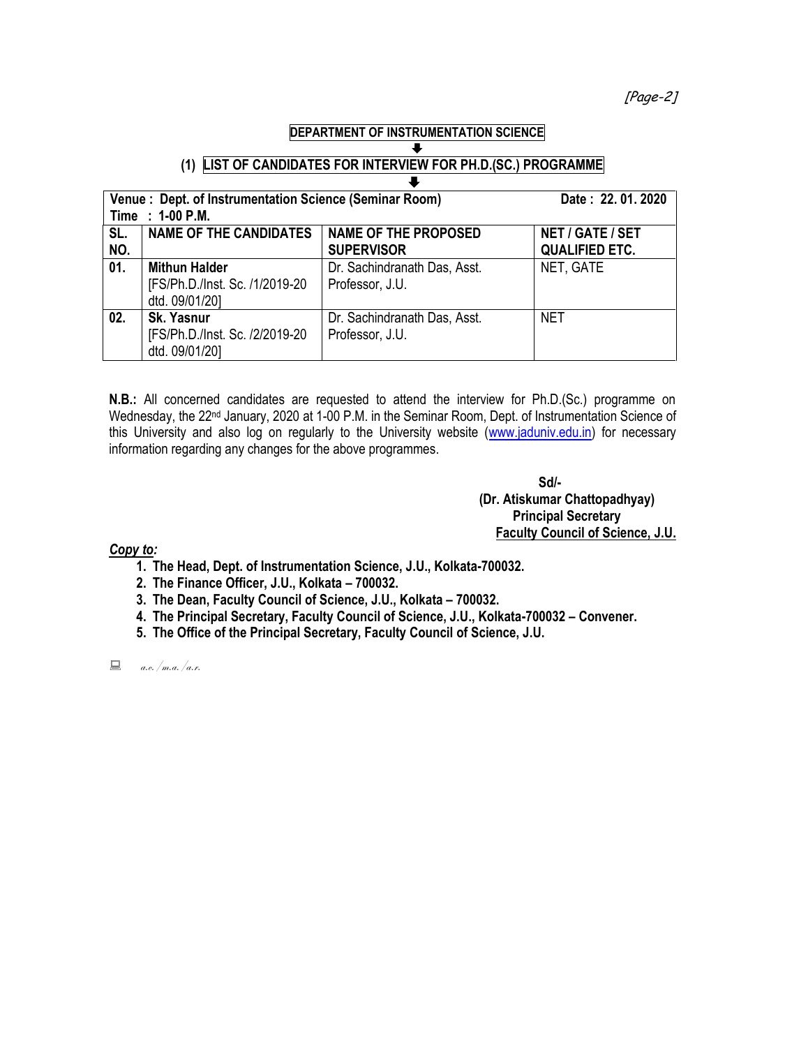## DEPARTMENT OF INSTRUMENTATION SCIENCE

### (1) LIST OF CANDIDATES FOR INTERVIEW FOR PH.D.(SC.) PROGRAMME

**Venue : Dept. of Instrumentation Science (Seminar Room)** **Date : 22. 01. 2020**
**Time : 1-00 P.M.**

| SL. NO. | NAME OF THE CANDIDATES | NAME OF THE PROPOSED SUPERVISOR | NET / GATE / SET QUALIFIED ETC. |
|---|---|---|---|
| 01. | **Mithun Halder** [FS/Ph.D./Inst. Sc. /1/2019-20 dtd. 09/01/20] | Dr. Sachindranath Das, Asst. Professor, J.U. | NET, GATE |
| 02. | **Sk. Yasnur** [FS/Ph.D./Inst. Sc. /2/2019-20 dtd. 09/01/20] | Dr. Sachindranath Das, Asst. Professor, J.U. | NET |

**N.B.:** All concerned candidates are requested to attend the interview for Ph.D.(Sc.) programme on Wednesday, the 22nd January, 2020 at 1-00 P.M. in the Seminar Room, Dept. of Instrumentation Science of this University and also log on regularly to the University website (www.jaduniv.edu.in) for necessary information regarding any changes for the above programmes.

**Sd/-**
**(Dr. Atiskumar Chattopadhyay)**
**Principal Secretary**
**Faculty Council of Science, J.U.**

***Copy to:***

1. **The Head, Dept. of Instrumentation Science, J.U., Kolkata-700032.**
2. **The Finance Officer, J.U., Kolkata – 700032.**
3. **The Dean, Faculty Council of Science, J.U., Kolkata – 700032.**
4. **The Principal Secretary, Faculty Council of Science, J.U., Kolkata-700032 – Convener.**
5. **The Office of the Principal Secretary, Faculty Council of Science, J.U.**

*a.c./m.a./a.r.*